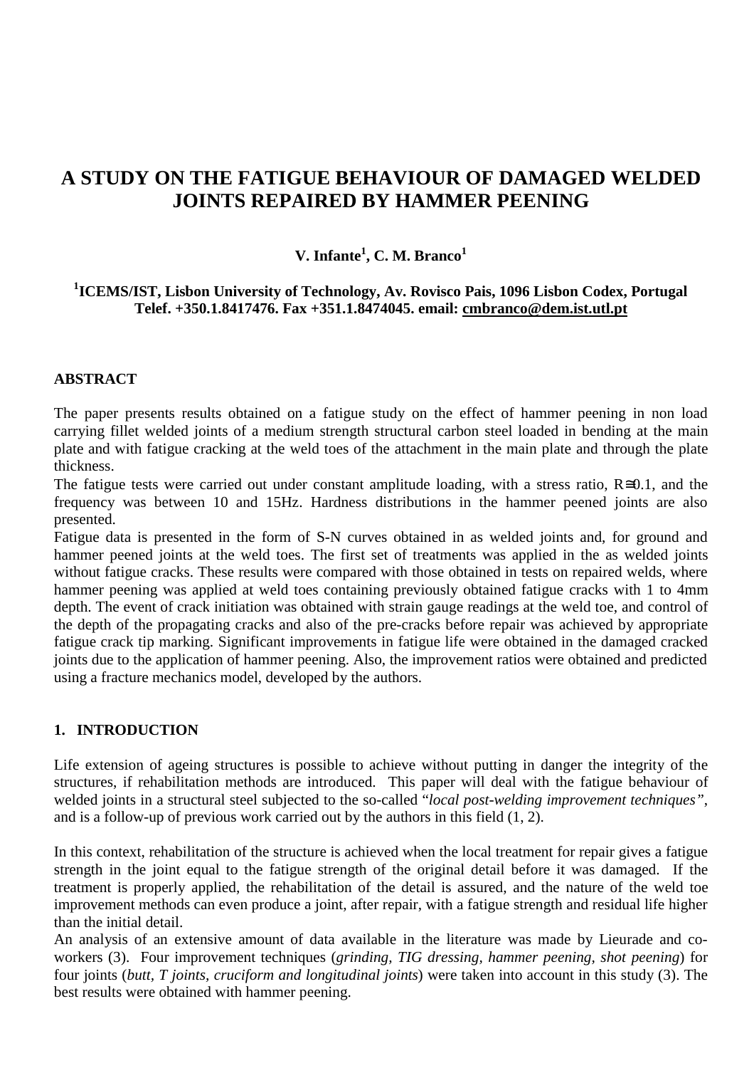# A STUDY ON THE FATIGUE BEHAVIOUR OF DAMAGED WELDED JOINTS REPAIRED BY HAMMER PEENING

**V. Infante[1], C. M. Branco[1]**

**[1]ICEMS/IST, Lisbon University of Technology, Av. Rovisco Pais, 1096 Lisbon Codex, Portugal**
**Telef. +350.1.8417476. Fax +351.1.8474045. email: cmbranco@dem.ist.utl.pt**

## ABSTRACT

The paper presents results obtained on a fatigue study on the effect of hammer peening in non load carrying fillet welded joints of a medium strength structural carbon steel loaded in bending at the main plate and with fatigue cracking at the weld toes of the attachment in the main plate and through the plate thickness.

The fatigue tests were carried out under constant amplitude loading, with a stress ratio, $R \cong 0.1$, and the frequency was between 10 and 15Hz. Hardness distributions in the hammer peened joints are also presented.

Fatigue data is presented in the form of S-N curves obtained in as welded joints and, for ground and hammer peened joints at the weld toes. The first set of treatments was applied in the as welded joints without fatigue cracks. These results were compared with those obtained in tests on repaired welds, where hammer peening was applied at weld toes containing previously obtained fatigue cracks with 1 to 4mm depth. The event of crack initiation was obtained with strain gauge readings at the weld toe, and control of the depth of the propagating cracks and also of the pre-cracks before repair was achieved by appropriate fatigue crack tip marking. Significant improvements in fatigue life were obtained in the damaged cracked joints due to the application of hammer peening. Also, the improvement ratios were obtained and predicted using a fracture mechanics model, developed by the authors.

## 1. INTRODUCTION

Life extension of ageing structures is possible to achieve without putting in danger the integrity of the structures, if rehabilitation methods are introduced. This paper will deal with the fatigue behaviour of welded joints in a structural steel subjected to the so-called "*local post-welding improvement techniques"*, and is a follow-up of previous work carried out by the authors in this field (1, 2).

In this context, rehabilitation of the structure is achieved when the local treatment for repair gives a fatigue strength in the joint equal to the fatigue strength of the original detail before it was damaged. If the treatment is properly applied, the rehabilitation of the detail is assured, and the nature of the weld toe improvement methods can even produce a joint, after repair, with a fatigue strength and residual life higher than the initial detail.

An analysis of an extensive amount of data available in the literature was made by Lieurade and co-workers (3). Four improvement techniques (*grinding, TIG dressing, hammer peening, shot peening*) for four joints (*butt, T joints, cruciform and longitudinal joints*) were taken into account in this study (3). The best results were obtained with hammer peening.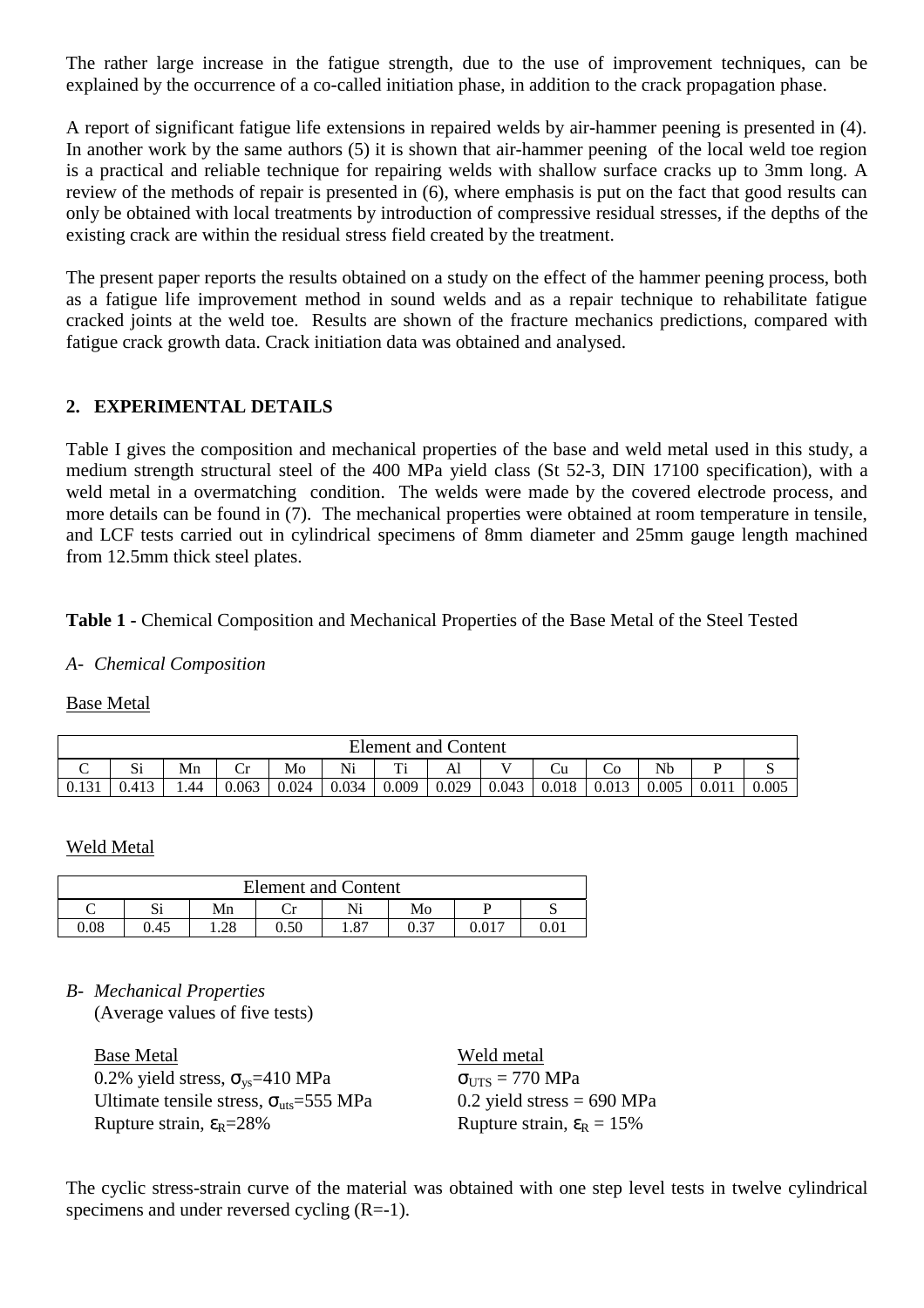The rather large increase in the fatigue strength, due to the use of improvement techniques, can be explained by the occurrence of a co-called initiation phase, in addition to the crack propagation phase.

A report of significant fatigue life extensions in repaired welds by air-hammer peening is presented in (4). In another work by the same authors (5) it is shown that air-hammer peening of the local weld toe region is a practical and reliable technique for repairing welds with shallow surface cracks up to 3mm long. A review of the methods of repair is presented in (6), where emphasis is put on the fact that good results can only be obtained with local treatments by introduction of compressive residual stresses, if the depths of the existing crack are within the residual stress field created by the treatment.

The present paper reports the results obtained on a study on the effect of the hammer peening process, both as a fatigue life improvement method in sound welds and as a repair technique to rehabilitate fatigue cracked joints at the weld toe. Results are shown of the fracture mechanics predictions, compared with fatigue crack growth data. Crack initiation data was obtained and analysed.

## 2. EXPERIMENTAL DETAILS

Table I gives the composition and mechanical properties of the base and weld metal used in this study, a medium strength structural steel of the 400 MPa yield class (St 52-3, DIN 17100 specification), with a weld metal in a overmatching condition. The welds were made by the covered electrode process, and more details can be found in (7). The mechanical properties were obtained at room temperature in tensile, and LCF tests carried out in cylindrical specimens of 8mm diameter and 25mm gauge length machined from 12.5mm thick steel plates.

**Table 1 -** Chemical Composition and Mechanical Properties of the Base Metal of the Steel Tested

*A- Chemical Composition*

Base Metal

| Element and Content | | | | | | | | | | | | | |
|---|---|---|---|---|---|---|---|---|---|---|---|---|---|
| C | Si | Mn | Cr | Mo | Ni | Ti | Al | V | Cu | Co | Nb | P | S |
| 0.131 | 0.413 | 1.44 | 0.063 | 0.024 | 0.034 | 0.009 | 0.029 | 0.043 | 0.018 | 0.013 | 0.005 | 0.011 | 0.005 |

Weld Metal

| Element and Content | | | | | | | |
|---|---|---|---|---|---|---|---|
| C | Si | Mn | Cr | Ni | Mo | P | S |
| 0.08 | 0.45 | 1.28 | 0.50 | 1.87 | 0.37 | 0.017 | 0.01 |

*B- Mechanical Properties*
(Average values of five tests)

Base Metal
0.2% yield stress, $\sigma_{ys}$=410 MPa
Ultimate tensile stress, $\sigma_{uts}$=555 MPa
Rupture strain, $\varepsilon_R$=28%

Weld metal
$\sigma_{UTS}$ = 770 MPa
0.2 yield stress = 690 MPa
Rupture strain, $\varepsilon_R$ = 15%

The cyclic stress-strain curve of the material was obtained with one step level tests in twelve cylindrical specimens and under reversed cycling (R=-1).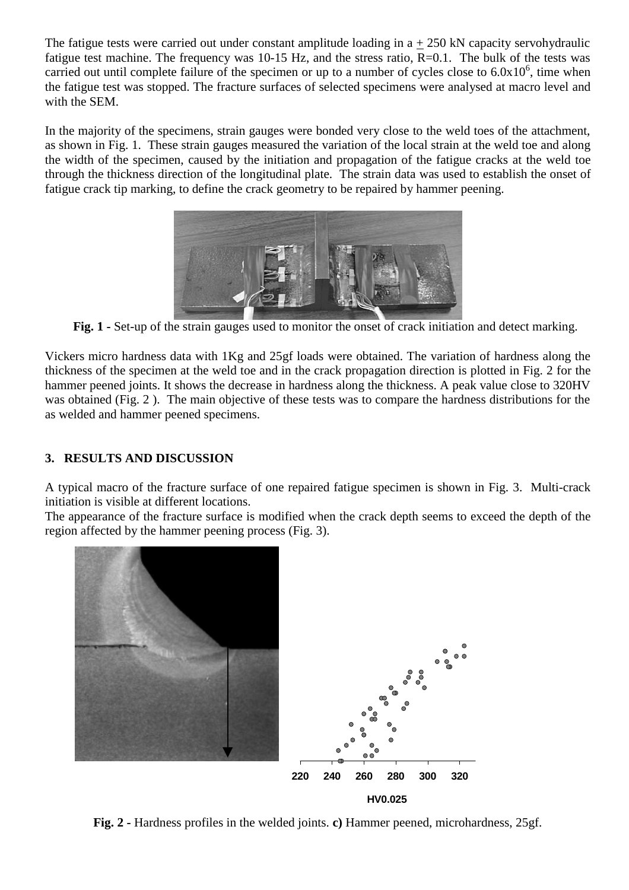The fatigue tests were carried out under constant amplitude loading in a ± 250 kN capacity servohydraulic fatigue test machine. The frequency was 10-15 Hz, and the stress ratio, R=0.1. The bulk of the tests was carried out until complete failure of the specimen or up to a number of cycles close to $6.0 \times 10^6$, time when the fatigue test was stopped. The fracture surfaces of selected specimens were analysed at macro level and with the SEM.

In the majority of the specimens, strain gauges were bonded very close to the weld toes of the attachment, as shown in Fig. 1. These strain gauges measured the variation of the local strain at the weld toe and along the width of the specimen, caused by the initiation and propagation of the fatigue cracks at the weld toe through the thickness direction of the longitudinal plate. The strain data was used to establish the onset of fatigue crack tip marking, to define the crack geometry to be repaired by hammer peening.

**Fig. 1 -** Set-up of the strain gauges used to monitor the onset of crack initiation and detect marking.

Vickers micro hardness data with 1Kg and 25gf loads were obtained. The variation of hardness along the thickness of the specimen at the weld toe and in the crack propagation direction is plotted in Fig. 2 for the hammer peened joints. It shows the decrease in hardness along the thickness. A peak value close to 320HV was obtained (Fig. 2 ). The main objective of these tests was to compare the hardness distributions for the as welded and hammer peened specimens.

## 3. RESULTS AND DISCUSSION

A typical macro of the fracture surface of one repaired fatigue specimen is shown in Fig. 3. Multi-crack initiation is visible at different locations.

The appearance of the fracture surface is modified when the crack depth seems to exceed the depth of the region affected by the hammer peening process (Fig. 3).

**Fig. 2 -** Hardness profiles in the welded joints. **c)** Hammer peened, microhardness, 25gf.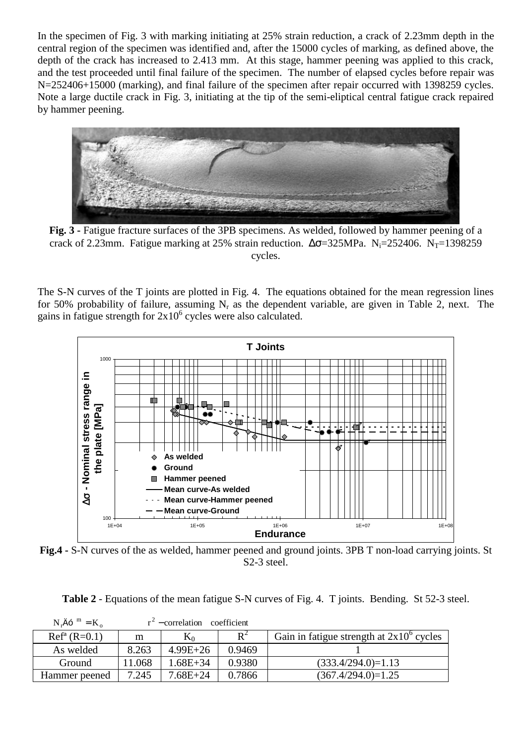In the specimen of Fig. 3 with marking initiating at 25% strain reduction, a crack of 2.23mm depth in the central region of the specimen was identified and, after the 15000 cycles of marking, as defined above, the depth of the crack has increased to 2.413 mm. At this stage, hammer peening was applied to this crack, and the test proceeded until final failure of the specimen. The number of elapsed cycles before repair was N=252406+15000 (marking), and final failure of the specimen after repair occurred with 1398259 cycles. Note a large ductile crack in Fig. 3, initiating at the tip of the semi-eliptical central fatigue crack repaired by hammer peening.

**Fig. 3 -** Fatigue fracture surfaces of the 3PB specimens. As welded, followed by hammer peening of a crack of 2.23mm. Fatigue marking at 25% strain reduction. $\Delta\sigma$=325MPa. $N_i$=252406. $N_T$=1398259 cycles.

The S-N curves of the T joints are plotted in Fig. 4. The equations obtained for the mean regression lines for 50% probability of failure, assuming $N_r$ as the dependent variable, are given in Table 2, next. The gains in fatigue strength for $2x10^6$ cycles were also calculated.

**Fig.4 -** S-N curves of the as welded, hammer peened and ground joints. 3PB T non-load carrying joints. St S2-3 steel.

**Table 2** - Equations of the mean fatigue S-N curves of Fig. 4. T joints. Bending. St 52-3 steel.

$N_r \Delta\sigma^m = K_o$ $\qquad r^2$ − correlation coefficient

| Ref^a (R=0.1) | m | $K_0$ | $R^2$ | Gain in fatigue strength at $2x10^6$ cycles |
|---|---|---|---|---|
| As welded | 8.263 | 4.99E+26 | 0.9469 | 1 |
| Ground | 11.068 | 1.68E+34 | 0.9380 | (333.4/294.0)=1.13 |
| Hammer peened | 7.245 | 7.68E+24 | 0.7866 | (367.4/294.0)=1.25 |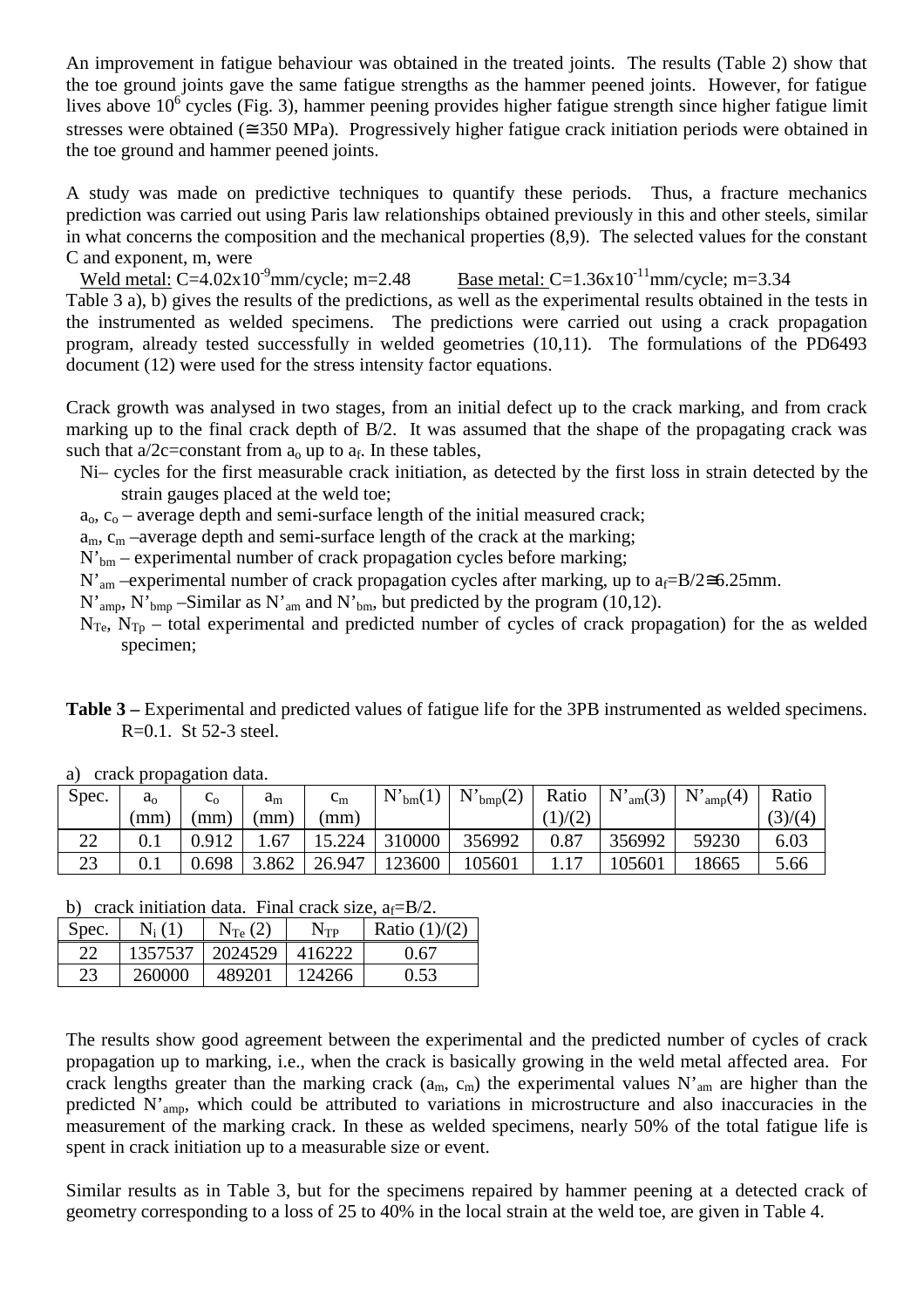An improvement in fatigue behaviour was obtained in the treated joints. The results (Table 2) show that the toe ground joints gave the same fatigue strengths as the hammer peened joints. However, for fatigue lives above $10^6$ cycles (Fig. 3), hammer peening provides higher fatigue strength since higher fatigue limit stresses were obtained (≅350 MPa). Progressively higher fatigue crack initiation periods were obtained in the toe ground and hammer peened joints.

A study was made on predictive techniques to quantify these periods. Thus, a fracture mechanics prediction was carried out using Paris law relationships obtained previously in this and other steels, similar in what concerns the composition and the mechanical properties (8,9). The selected values for the constant C and exponent, m, were

<u>Weld metal:</u> $C=4.02 \times 10^{-9}$ mm/cycle; m=2.48 <u>Base metal:</u> $C=1.36 \times 10^{-11}$ mm/cycle; m=3.34

Table 3 a), b) gives the results of the predictions, as well as the experimental results obtained in the tests in the instrumented as welded specimens. The predictions were carried out using a crack propagation program, already tested successfully in welded geometries (10,11). The formulations of the PD6493 document (12) were used for the stress intensity factor equations.

Crack growth was analysed in two stages, from an initial defect up to the crack marking, and from crack marking up to the final crack depth of B/2. It was assumed that the shape of the propagating crack was such that a/2c=constant from $a_o$ up to $a_f$. In these tables,

- $N_i$ – cycles for the first measurable crack initiation, as detected by the first loss in strain detected by the strain gauges placed at the weld toe;
- $a_o$, $c_o$ – average depth and semi-surface length of the initial measured crack;
- $a_m$, $c_m$ –average depth and semi-surface length of the crack at the marking;
- $N'_{bm}$ – experimental number of crack propagation cycles before marking;
- $N'_{am}$ –experimental number of crack propagation cycles after marking, up to $a_f=B/2≅6.25$mm.
- $N'_{amp}$, $N'_{bmp}$ –Similar as $N'_{am}$ and $N'_{bm}$, but predicted by the program (10,12).
- $N_{Te}$, $N_{Tp}$ – total experimental and predicted number of cycles of crack propagation) for the as welded specimen;

**Table 3 –** Experimental and predicted values of fatigue life for the 3PB instrumented as welded specimens. R=0.1. St 52-3 steel.

a) crack propagation data.

| Spec. | $a_o$ (mm) | $c_o$ (mm) | $a_m$ (mm) | $c_m$ (mm) | $N'_{bm}(1)$ | $N'_{bmp}(2)$ | Ratio (1)/(2) | $N'_{am}(3)$ | $N'_{amp}(4)$ | Ratio (3)/(4) |
|---|---|---|---|---|---|---|---|---|---|---|
| 22 | 0.1 | 0.912 | 1.67 | 15.224 | 310000 | 356992 | 0.87 | 356992 | 59230 | 6.03 |
| 23 | 0.1 | 0.698 | 3.862 | 26.947 | 123600 | 105601 | 1.17 | 105601 | 18665 | 5.66 |

b) crack initiation data. Final crack size, $a_f=B/2$.

| Spec. | $N_i$ (1) | $N_{Te}$ (2) | $N_{TP}$ | Ratio (1)/(2) |
|---|---|---|---|---|
| 22 | 1357537 | 2024529 | 416222 | 0.67 |
| 23 | 260000 | 489201 | 124266 | 0.53 |

The results show good agreement between the experimental and the predicted number of cycles of crack propagation up to marking, i.e., when the crack is basically growing in the weld metal affected area. For crack lengths greater than the marking crack ($a_m$, $c_m$) the experimental values $N'_{am}$ are higher than the predicted $N'_{amp}$, which could be attributed to variations in microstructure and also inaccuracies in the measurement of the marking crack. In these as welded specimens, nearly 50% of the total fatigue life is spent in crack initiation up to a measurable size or event.

Similar results as in Table 3, but for the specimens repaired by hammer peening at a detected crack of geometry corresponding to a loss of 25 to 40% in the local strain at the weld toe, are given in Table 4.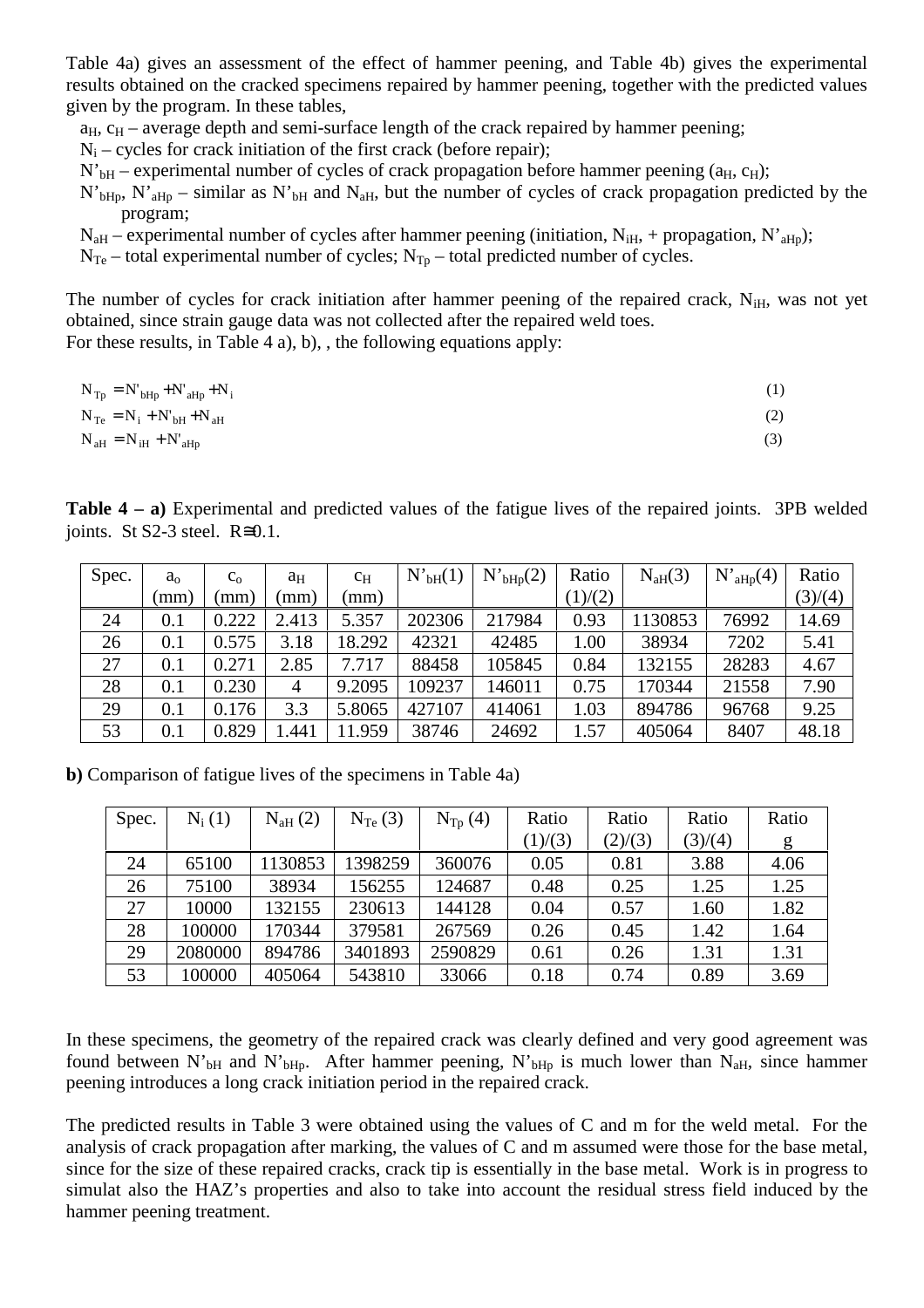Table 4a) gives an assessment of the effect of hammer peening, and Table 4b) gives the experimental results obtained on the cracked specimens repaired by hammer peening, together with the predicted values given by the program. In these tables,

- $a_H$, $c_H$ – average depth and semi-surface length of the crack repaired by hammer peening;
- $N_i$ – cycles for crack initiation of the first crack (before repair);
- $N'_{bH}$ – experimental number of cycles of crack propagation before hammer peening ($a_H$, $c_H$);
- $N'_{bHp}$, $N'_{aHp}$ – similar as $N'_{bH}$ and $N_{aH}$, but the number of cycles of crack propagation predicted by the program;
- $N_{aH}$ – experimental number of cycles after hammer peening (initiation, $N_{iH}$, + propagation, $N'_{aHp}$);
- $N_{Te}$ – total experimental number of cycles; $N_{Tp}$ – total predicted number of cycles.

The number of cycles for crack initiation after hammer peening of the repaired crack, $N_{iH}$, was not yet obtained, since strain gauge data was not collected after the repaired weld toes.
For these results, in Table 4 a), b), , the following equations apply:

$$N_{Tp} = N'_{bHp} + N'_{aHp} + N_i \tag{1}$$

$$N_{Te} = N_i + N'_{bH} + N_{aH} \tag{2}$$

$$N_{aH} = N_{iH} + N'_{aHp} \tag{3}$$

**Table 4 – a)** Experimental and predicted values of the fatigue lives of the repaired joints. 3PB welded joints. St S2-3 steel. R≅0.1.

| Spec. | $a_o$ (mm) | $c_o$ (mm) | $a_H$ (mm) | $c_H$ (mm) | $N'_{bH}$(1) | $N'_{bHp}$(2) | Ratio (1)/(2) | $N_{aH}$(3) | $N'_{aHp}$(4) | Ratio (3)/(4) |
|---|---|---|---|---|---|---|---|---|---|---|
| 24 | 0.1 | 0.222 | 2.413 | 5.357 | 202306 | 217984 | 0.93 | 1130853 | 76992 | 14.69 |
| 26 | 0.1 | 0.575 | 3.18 | 18.292 | 42321 | 42485 | 1.00 | 38934 | 7202 | 5.41 |
| 27 | 0.1 | 0.271 | 2.85 | 7.717 | 88458 | 105845 | 0.84 | 132155 | 28283 | 4.67 |
| 28 | 0.1 | 0.230 | 4 | 9.2095 | 109237 | 146011 | 0.75 | 170344 | 21558 | 7.90 |
| 29 | 0.1 | 0.176 | 3.3 | 5.8065 | 427107 | 414061 | 1.03 | 894786 | 96768 | 9.25 |
| 53 | 0.1 | 0.829 | 1.441 | 11.959 | 38746 | 24692 | 1.57 | 405064 | 8407 | 48.18 |

**b)** Comparison of fatigue lives of the specimens in Table 4a)

| Spec. | $N_i$ (1) | $N_{aH}$ (2) | $N_{Te}$ (3) | $N_{Tp}$ (4) | Ratio (1)/(3) | Ratio (2)/(3) | Ratio (3)/(4) | Ratio g |
|---|---|---|---|---|---|---|---|---|
| 24 | 65100 | 1130853 | 1398259 | 360076 | 0.05 | 0.81 | 3.88 | 4.06 |
| 26 | 75100 | 38934 | 156255 | 124687 | 0.48 | 0.25 | 1.25 | 1.25 |
| 27 | 10000 | 132155 | 230613 | 144128 | 0.04 | 0.57 | 1.60 | 1.82 |
| 28 | 100000 | 170344 | 379581 | 267569 | 0.26 | 0.45 | 1.42 | 1.64 |
| 29 | 2080000 | 894786 | 3401893 | 2590829 | 0.61 | 0.26 | 1.31 | 1.31 |
| 53 | 100000 | 405064 | 543810 | 33066 | 0.18 | 0.74 | 0.89 | 3.69 |

In these specimens, the geometry of the repaired crack was clearly defined and very good agreement was found between $N'_{bH}$ and $N'_{bHp}$. After hammer peening, $N'_{bHp}$ is much lower than $N_{aH}$, since hammer peening introduces a long crack initiation period in the repaired crack.

The predicted results in Table 3 were obtained using the values of C and m for the weld metal. For the analysis of crack propagation after marking, the values of C and m assumed were those for the base metal, since for the size of these repaired cracks, crack tip is essentially in the base metal. Work is in progress to simulat also the HAZ's properties and also to take into account the residual stress field induced by the hammer peening treatment.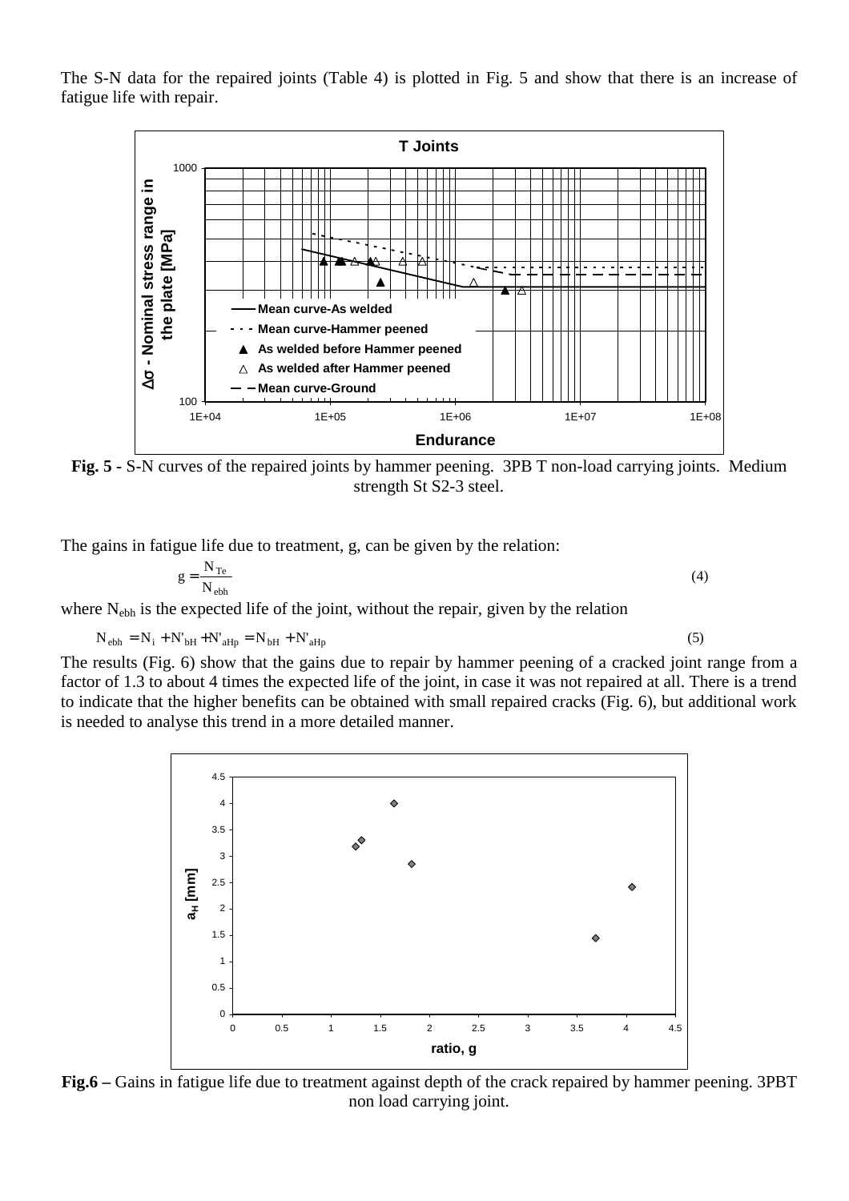The S-N data for the repaired joints (Table 4) is plotted in Fig. 5 and show that there is an increase of fatigue life with repair.

**Fig. 5 -** S-N curves of the repaired joints by hammer peening. 3PB T non-load carrying joints. Medium strength St S2-3 steel.

The gains in fatigue life due to treatment, g, can be given by the relation:

$$g = \frac{N_{Te}}{N_{ebh}} \tag{4}$$

where $N_{ebh}$ is the expected life of the joint, without the repair, given by the relation

$$N_{ebh} = N_i + N'_{bH} + N'_{aHp} = N_{bH} + N'_{aHp} \tag{5}$$

The results (Fig. 6) show that the gains due to repair by hammer peening of a cracked joint range from a factor of 1.3 to about 4 times the expected life of the joint, in case it was not repaired at all. There is a trend to indicate that the higher benefits can be obtained with small repaired cracks (Fig. 6), but additional work is needed to analyse this trend in a more detailed manner.

**Fig.6 –** Gains in fatigue life due to treatment against depth of the crack repaired by hammer peening. 3PBT non load carrying joint.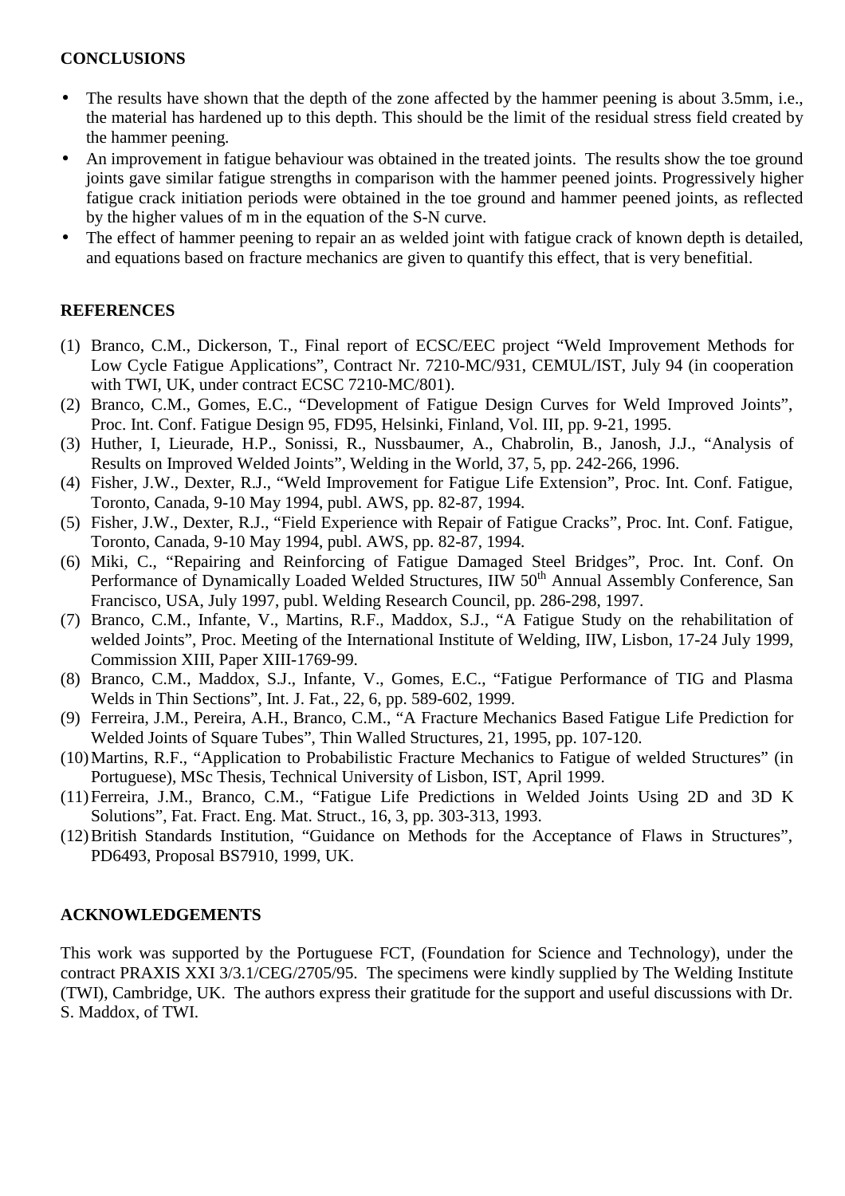## CONCLUSIONS

- The results have shown that the depth of the zone affected by the hammer peening is about 3.5mm, i.e., the material has hardened up to this depth. This should be the limit of the residual stress field created by the hammer peening.
- An improvement in fatigue behaviour was obtained in the treated joints. The results show the toe ground joints gave similar fatigue strengths in comparison with the hammer peened joints. Progressively higher fatigue crack initiation periods were obtained in the toe ground and hammer peened joints, as reflected by the higher values of m in the equation of the S-N curve.
- The effect of hammer peening to repair an as welded joint with fatigue crack of known depth is detailed, and equations based on fracture mechanics are given to quantify this effect, that is very benefitial.

## REFERENCES

(1) Branco, C.M., Dickerson, T., Final report of ECSC/EEC project "Weld Improvement Methods for Low Cycle Fatigue Applications", Contract Nr. 7210-MC/931, CEMUL/IST, July 94 (in cooperation with TWI, UK, under contract ECSC 7210-MC/801).

(2) Branco, C.M., Gomes, E.C., "Development of Fatigue Design Curves for Weld Improved Joints", Proc. Int. Conf. Fatigue Design 95, FD95, Helsinki, Finland, Vol. III, pp. 9-21, 1995.

(3) Huther, I, Lieurade, H.P., Sonissi, R., Nussbaumer, A., Chabrolin, B., Janosh, J.J., "Analysis of Results on Improved Welded Joints", Welding in the World, 37, 5, pp. 242-266, 1996.

(4) Fisher, J.W., Dexter, R.J., "Weld Improvement for Fatigue Life Extension", Proc. Int. Conf. Fatigue, Toronto, Canada, 9-10 May 1994, publ. AWS, pp. 82-87, 1994.

(5) Fisher, J.W., Dexter, R.J., "Field Experience with Repair of Fatigue Cracks", Proc. Int. Conf. Fatigue, Toronto, Canada, 9-10 May 1994, publ. AWS, pp. 82-87, 1994.

(6) Miki, C., "Repairing and Reinforcing of Fatigue Damaged Steel Bridges", Proc. Int. Conf. On Performance of Dynamically Loaded Welded Structures, IIW 50th Annual Assembly Conference, San Francisco, USA, July 1997, publ. Welding Research Council, pp. 286-298, 1997.

(7) Branco, C.M., Infante, V., Martins, R.F., Maddox, S.J., "A Fatigue Study on the rehabilitation of welded Joints", Proc. Meeting of the International Institute of Welding, IIW, Lisbon, 17-24 July 1999, Commission XIII, Paper XIII-1769-99.

(8) Branco, C.M., Maddox, S.J., Infante, V., Gomes, E.C., "Fatigue Performance of TIG and Plasma Welds in Thin Sections", Int. J. Fat., 22, 6, pp. 589-602, 1999.

(9) Ferreira, J.M., Pereira, A.H., Branco, C.M., "A Fracture Mechanics Based Fatigue Life Prediction for Welded Joints of Square Tubes", Thin Walled Structures, 21, 1995, pp. 107-120.

(10) Martins, R.F., "Application to Probabilistic Fracture Mechanics to Fatigue of welded Structures" (in Portuguese), MSc Thesis, Technical University of Lisbon, IST, April 1999.

(11) Ferreira, J.M., Branco, C.M., "Fatigue Life Predictions in Welded Joints Using 2D and 3D K Solutions", Fat. Fract. Eng. Mat. Struct., 16, 3, pp. 303-313, 1993.

(12) British Standards Institution, "Guidance on Methods for the Acceptance of Flaws in Structures", PD6493, Proposal BS7910, 1999, UK.

## ACKNOWLEDGEMENTS

This work was supported by the Portuguese FCT, (Foundation for Science and Technology), under the contract PRAXIS XXI 3/3.1/CEG/2705/95. The specimens were kindly supplied by The Welding Institute (TWI), Cambridge, UK. The authors express their gratitude for the support and useful discussions with Dr. S. Maddox, of TWI.